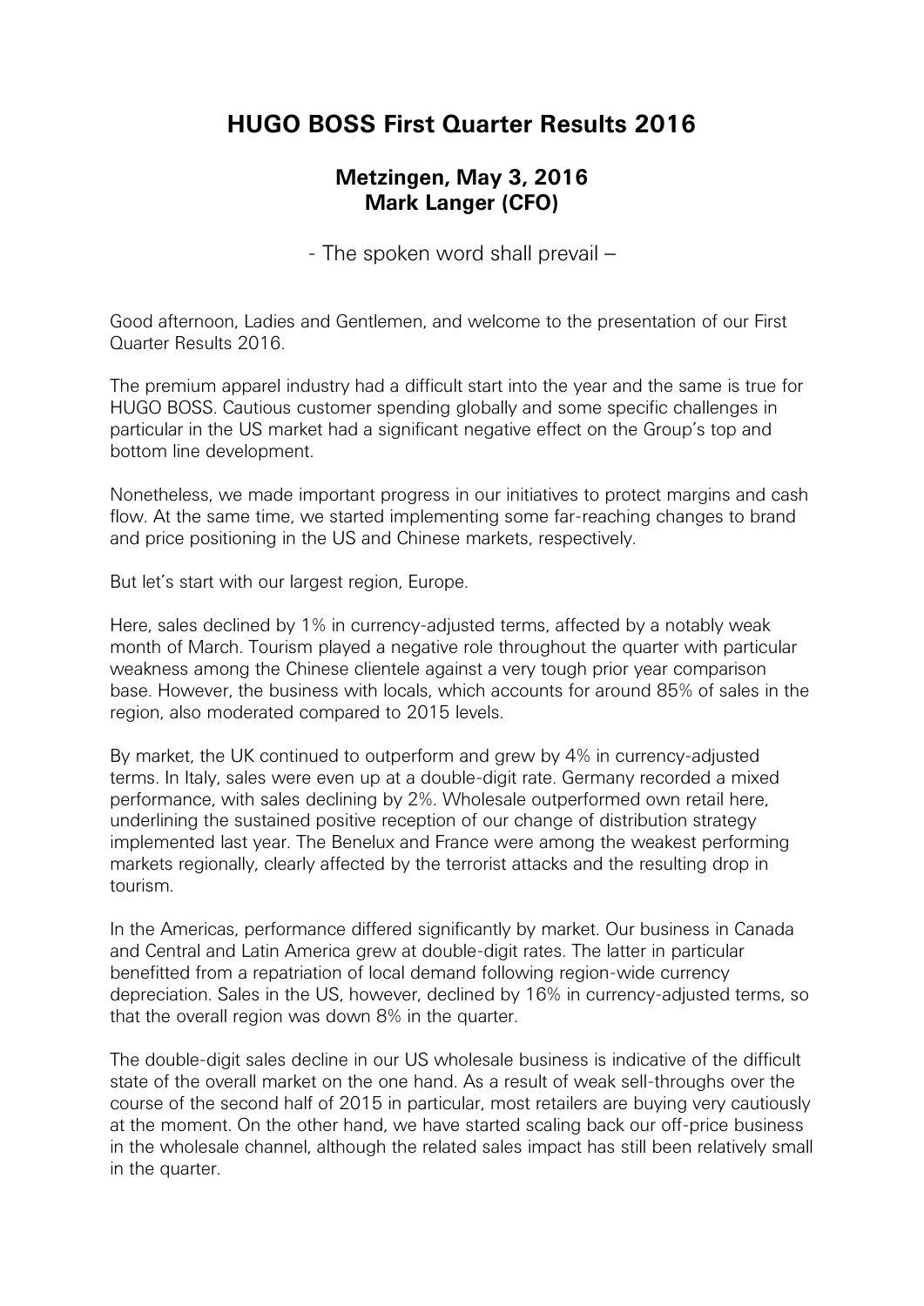# HUGO BOSS First Quarter Results 2016

## Metzingen, May 3, 2016
## Mark Langer (CFO)

- The spoken word shall prevail –

Good afternoon, Ladies and Gentlemen, and welcome to the presentation of our First Quarter Results 2016.

The premium apparel industry had a difficult start into the year and the same is true for HUGO BOSS. Cautious customer spending globally and some specific challenges in particular in the US market had a significant negative effect on the Group's top and bottom line development.

Nonetheless, we made important progress in our initiatives to protect margins and cash flow. At the same time, we started implementing some far-reaching changes to brand and price positioning in the US and Chinese markets, respectively.

But let's start with our largest region, Europe.

Here, sales declined by 1% in currency-adjusted terms, affected by a notably weak month of March. Tourism played a negative role throughout the quarter with particular weakness among the Chinese clientele against a very tough prior year comparison base. However, the business with locals, which accounts for around 85% of sales in the region, also moderated compared to 2015 levels.

By market, the UK continued to outperform and grew by 4% in currency-adjusted terms. In Italy, sales were even up at a double-digit rate. Germany recorded a mixed performance, with sales declining by 2%. Wholesale outperformed own retail here, underlining the sustained positive reception of our change of distribution strategy implemented last year. The Benelux and France were among the weakest performing markets regionally, clearly affected by the terrorist attacks and the resulting drop in tourism.

In the Americas, performance differed significantly by market. Our business in Canada and Central and Latin America grew at double-digit rates. The latter in particular benefitted from a repatriation of local demand following region-wide currency depreciation. Sales in the US, however, declined by 16% in currency-adjusted terms, so that the overall region was down 8% in the quarter.

The double-digit sales decline in our US wholesale business is indicative of the difficult state of the overall market on the one hand. As a result of weak sell-throughs over the course of the second half of 2015 in particular, most retailers are buying very cautiously at the moment. On the other hand, we have started scaling back our off-price business in the wholesale channel, although the related sales impact has still been relatively small in the quarter.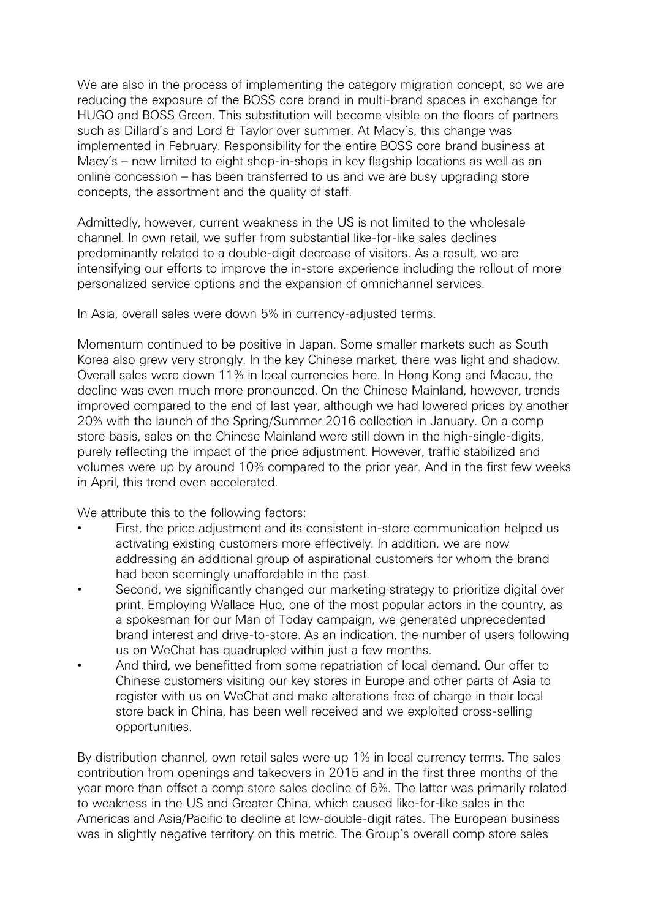We are also in the process of implementing the category migration concept, so we are reducing the exposure of the BOSS core brand in multi-brand spaces in exchange for HUGO and BOSS Green. This substitution will become visible on the floors of partners such as Dillard's and Lord & Taylor over summer. At Macy's, this change was implemented in February. Responsibility for the entire BOSS core brand business at Macy's – now limited to eight shop-in-shops in key flagship locations as well as an online concession – has been transferred to us and we are busy upgrading store concepts, the assortment and the quality of staff.

Admittedly, however, current weakness in the US is not limited to the wholesale channel. In own retail, we suffer from substantial like-for-like sales declines predominantly related to a double-digit decrease of visitors. As a result, we are intensifying our efforts to improve the in-store experience including the rollout of more personalized service options and the expansion of omnichannel services.

In Asia, overall sales were down 5% in currency-adjusted terms.

Momentum continued to be positive in Japan. Some smaller markets such as South Korea also grew very strongly. In the key Chinese market, there was light and shadow. Overall sales were down 11% in local currencies here. In Hong Kong and Macau, the decline was even much more pronounced. On the Chinese Mainland, however, trends improved compared to the end of last year, although we had lowered prices by another 20% with the launch of the Spring/Summer 2016 collection in January. On a comp store basis, sales on the Chinese Mainland were still down in the high-single-digits, purely reflecting the impact of the price adjustment. However, traffic stabilized and volumes were up by around 10% compared to the prior year. And in the first few weeks in April, this trend even accelerated.

We attribute this to the following factors:

- First, the price adjustment and its consistent in-store communication helped us activating existing customers more effectively. In addition, we are now addressing an additional group of aspirational customers for whom the brand had been seemingly unaffordable in the past.
- Second, we significantly changed our marketing strategy to prioritize digital over print. Employing Wallace Huo, one of the most popular actors in the country, as a spokesman for our Man of Today campaign, we generated unprecedented brand interest and drive-to-store. As an indication, the number of users following us on WeChat has quadrupled within just a few months.
- And third, we benefitted from some repatriation of local demand. Our offer to Chinese customers visiting our key stores in Europe and other parts of Asia to register with us on WeChat and make alterations free of charge in their local store back in China, has been well received and we exploited cross-selling opportunities.

By distribution channel, own retail sales were up 1% in local currency terms. The sales contribution from openings and takeovers in 2015 and in the first three months of the year more than offset a comp store sales decline of 6%. The latter was primarily related to weakness in the US and Greater China, which caused like-for-like sales in the Americas and Asia/Pacific to decline at low-double-digit rates. The European business was in slightly negative territory on this metric. The Group's overall comp store sales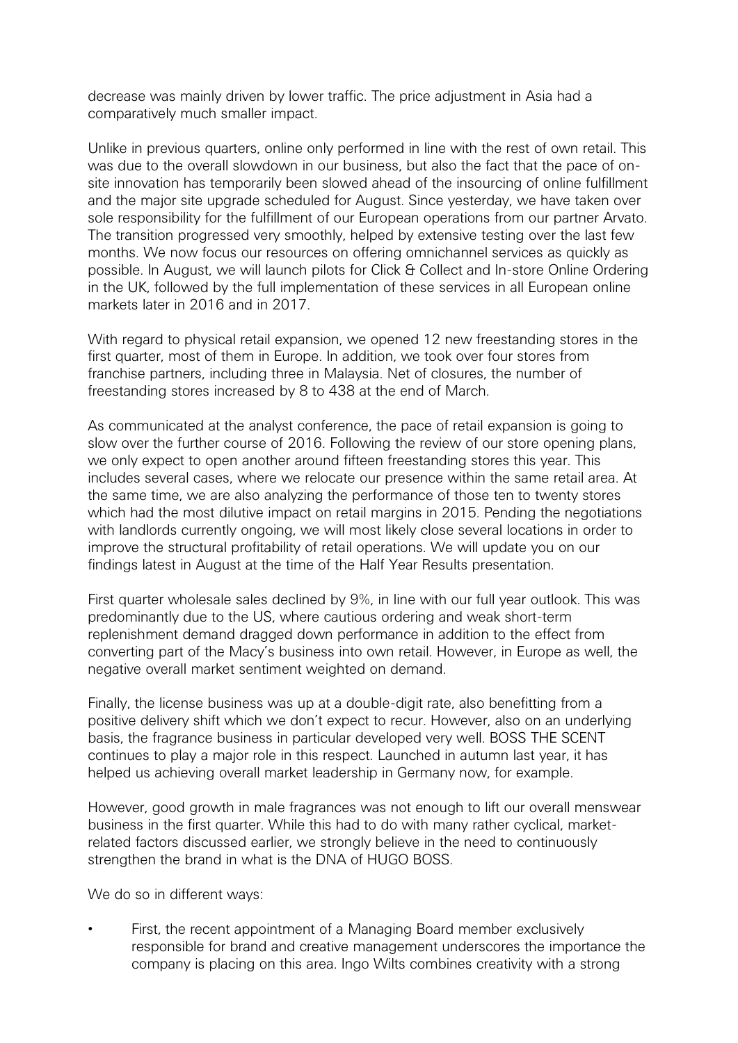decrease was mainly driven by lower traffic. The price adjustment in Asia had a comparatively much smaller impact.

Unlike in previous quarters, online only performed in line with the rest of own retail. This was due to the overall slowdown in our business, but also the fact that the pace of on-site innovation has temporarily been slowed ahead of the insourcing of online fulfillment and the major site upgrade scheduled for August. Since yesterday, we have taken over sole responsibility for the fulfillment of our European operations from our partner Arvato. The transition progressed very smoothly, helped by extensive testing over the last few months. We now focus our resources on offering omnichannel services as quickly as possible. In August, we will launch pilots for Click & Collect and In-store Online Ordering in the UK, followed by the full implementation of these services in all European online markets later in 2016 and in 2017.

With regard to physical retail expansion, we opened 12 new freestanding stores in the first quarter, most of them in Europe. In addition, we took over four stores from franchise partners, including three in Malaysia. Net of closures, the number of freestanding stores increased by 8 to 438 at the end of March.

As communicated at the analyst conference, the pace of retail expansion is going to slow over the further course of 2016. Following the review of our store opening plans, we only expect to open another around fifteen freestanding stores this year. This includes several cases, where we relocate our presence within the same retail area. At the same time, we are also analyzing the performance of those ten to twenty stores which had the most dilutive impact on retail margins in 2015. Pending the negotiations with landlords currently ongoing, we will most likely close several locations in order to improve the structural profitability of retail operations. We will update you on our findings latest in August at the time of the Half Year Results presentation.

First quarter wholesale sales declined by 9%, in line with our full year outlook. This was predominantly due to the US, where cautious ordering and weak short-term replenishment demand dragged down performance in addition to the effect from converting part of the Macy's business into own retail. However, in Europe as well, the negative overall market sentiment weighted on demand.

Finally, the license business was up at a double-digit rate, also benefitting from a positive delivery shift which we don't expect to recur. However, also on an underlying basis, the fragrance business in particular developed very well. BOSS THE SCENT continues to play a major role in this respect. Launched in autumn last year, it has helped us achieving overall market leadership in Germany now, for example.

However, good growth in male fragrances was not enough to lift our overall menswear business in the first quarter. While this had to do with many rather cyclical, market-related factors discussed earlier, we strongly believe in the need to continuously strengthen the brand in what is the DNA of HUGO BOSS.

We do so in different ways:

- First, the recent appointment of a Managing Board member exclusively responsible for brand and creative management underscores the importance the company is placing on this area. Ingo Wilts combines creativity with a strong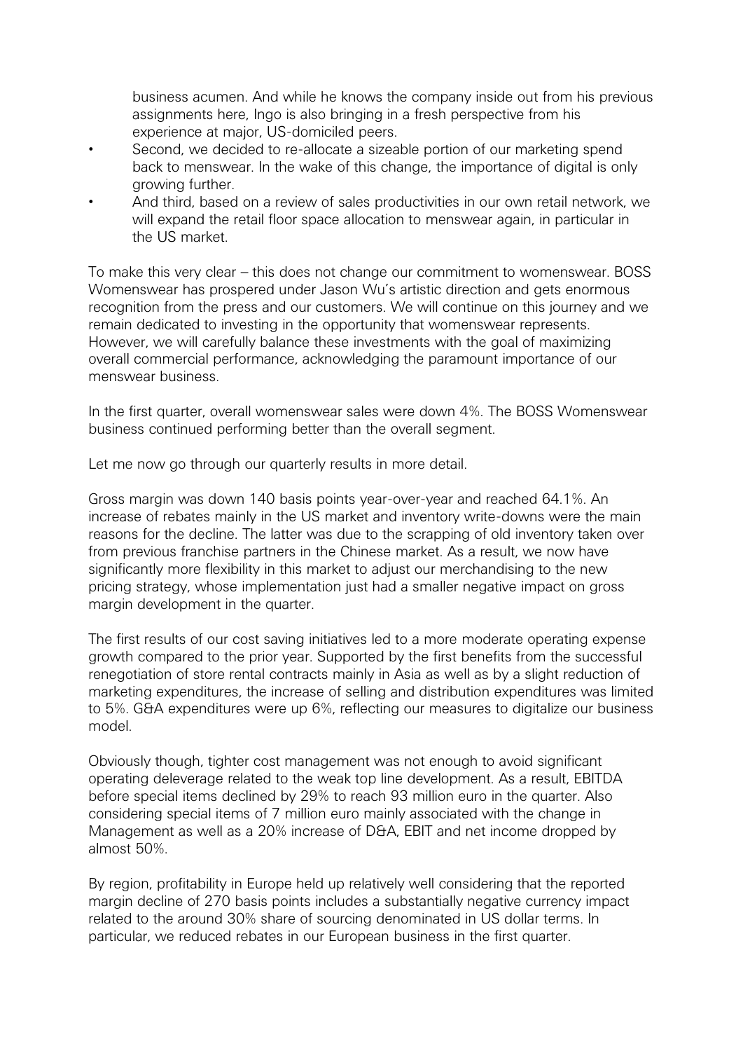business acumen. And while he knows the company inside out from his previous assignments here, Ingo is also bringing in a fresh perspective from his experience at major, US-domiciled peers.

- Second, we decided to re-allocate a sizeable portion of our marketing spend back to menswear. In the wake of this change, the importance of digital is only growing further.
- And third, based on a review of sales productivities in our own retail network, we will expand the retail floor space allocation to menswear again, in particular in the US market.

To make this very clear – this does not change our commitment to womenswear. BOSS Womenswear has prospered under Jason Wu's artistic direction and gets enormous recognition from the press and our customers. We will continue on this journey and we remain dedicated to investing in the opportunity that womenswear represents. However, we will carefully balance these investments with the goal of maximizing overall commercial performance, acknowledging the paramount importance of our menswear business.

In the first quarter, overall womenswear sales were down 4%. The BOSS Womenswear business continued performing better than the overall segment.

Let me now go through our quarterly results in more detail.

Gross margin was down 140 basis points year-over-year and reached 64.1%. An increase of rebates mainly in the US market and inventory write-downs were the main reasons for the decline. The latter was due to the scrapping of old inventory taken over from previous franchise partners in the Chinese market. As a result, we now have significantly more flexibility in this market to adjust our merchandising to the new pricing strategy, whose implementation just had a smaller negative impact on gross margin development in the quarter.

The first results of our cost saving initiatives led to a more moderate operating expense growth compared to the prior year. Supported by the first benefits from the successful renegotiation of store rental contracts mainly in Asia as well as by a slight reduction of marketing expenditures, the increase of selling and distribution expenditures was limited to 5%. G&A expenditures were up 6%, reflecting our measures to digitalize our business model.

Obviously though, tighter cost management was not enough to avoid significant operating deleverage related to the weak top line development. As a result, EBITDA before special items declined by 29% to reach 93 million euro in the quarter. Also considering special items of 7 million euro mainly associated with the change in Management as well as a 20% increase of D&A, EBIT and net income dropped by almost 50%.

By region, profitability in Europe held up relatively well considering that the reported margin decline of 270 basis points includes a substantially negative currency impact related to the around 30% share of sourcing denominated in US dollar terms. In particular, we reduced rebates in our European business in the first quarter.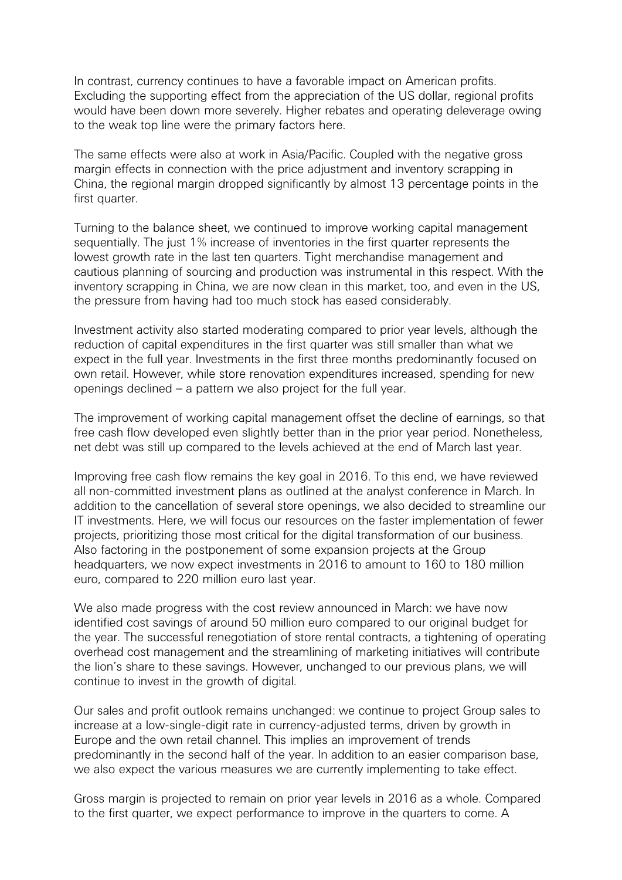In contrast, currency continues to have a favorable impact on American profits. Excluding the supporting effect from the appreciation of the US dollar, regional profits would have been down more severely. Higher rebates and operating deleverage owing to the weak top line were the primary factors here.

The same effects were also at work in Asia/Pacific. Coupled with the negative gross margin effects in connection with the price adjustment and inventory scrapping in China, the regional margin dropped significantly by almost 13 percentage points in the first quarter.

Turning to the balance sheet, we continued to improve working capital management sequentially. The just 1% increase of inventories in the first quarter represents the lowest growth rate in the last ten quarters. Tight merchandise management and cautious planning of sourcing and production was instrumental in this respect. With the inventory scrapping in China, we are now clean in this market, too, and even in the US, the pressure from having had too much stock has eased considerably.

Investment activity also started moderating compared to prior year levels, although the reduction of capital expenditures in the first quarter was still smaller than what we expect in the full year. Investments in the first three months predominantly focused on own retail. However, while store renovation expenditures increased, spending for new openings declined – a pattern we also project for the full year.

The improvement of working capital management offset the decline of earnings, so that free cash flow developed even slightly better than in the prior year period. Nonetheless, net debt was still up compared to the levels achieved at the end of March last year.

Improving free cash flow remains the key goal in 2016. To this end, we have reviewed all non-committed investment plans as outlined at the analyst conference in March. In addition to the cancellation of several store openings, we also decided to streamline our IT investments. Here, we will focus our resources on the faster implementation of fewer projects, prioritizing those most critical for the digital transformation of our business. Also factoring in the postponement of some expansion projects at the Group headquarters, we now expect investments in 2016 to amount to 160 to 180 million euro, compared to 220 million euro last year.

We also made progress with the cost review announced in March: we have now identified cost savings of around 50 million euro compared to our original budget for the year. The successful renegotiation of store rental contracts, a tightening of operating overhead cost management and the streamlining of marketing initiatives will contribute the lion's share to these savings. However, unchanged to our previous plans, we will continue to invest in the growth of digital.

Our sales and profit outlook remains unchanged: we continue to project Group sales to increase at a low-single-digit rate in currency-adjusted terms, driven by growth in Europe and the own retail channel. This implies an improvement of trends predominantly in the second half of the year. In addition to an easier comparison base, we also expect the various measures we are currently implementing to take effect.

Gross margin is projected to remain on prior year levels in 2016 as a whole. Compared to the first quarter, we expect performance to improve in the quarters to come. A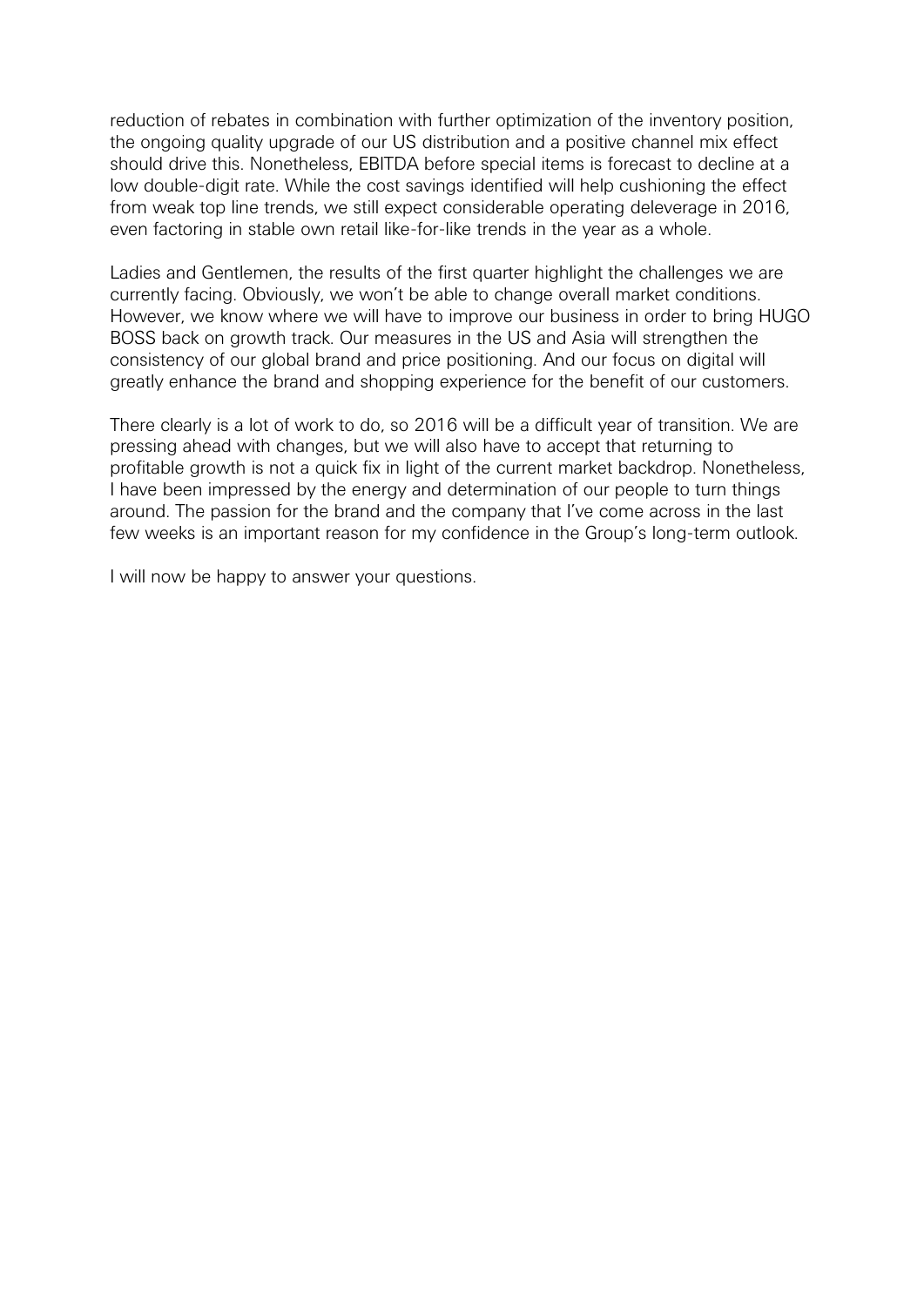reduction of rebates in combination with further optimization of the inventory position, the ongoing quality upgrade of our US distribution and a positive channel mix effect should drive this. Nonetheless, EBITDA before special items is forecast to decline at a low double-digit rate. While the cost savings identified will help cushioning the effect from weak top line trends, we still expect considerable operating deleverage in 2016, even factoring in stable own retail like-for-like trends in the year as a whole.

Ladies and Gentlemen, the results of the first quarter highlight the challenges we are currently facing. Obviously, we won't be able to change overall market conditions. However, we know where we will have to improve our business in order to bring HUGO BOSS back on growth track. Our measures in the US and Asia will strengthen the consistency of our global brand and price positioning. And our focus on digital will greatly enhance the brand and shopping experience for the benefit of our customers.

There clearly is a lot of work to do, so 2016 will be a difficult year of transition. We are pressing ahead with changes, but we will also have to accept that returning to profitable growth is not a quick fix in light of the current market backdrop. Nonetheless, I have been impressed by the energy and determination of our people to turn things around. The passion for the brand and the company that I've come across in the last few weeks is an important reason for my confidence in the Group's long-term outlook.

I will now be happy to answer your questions.